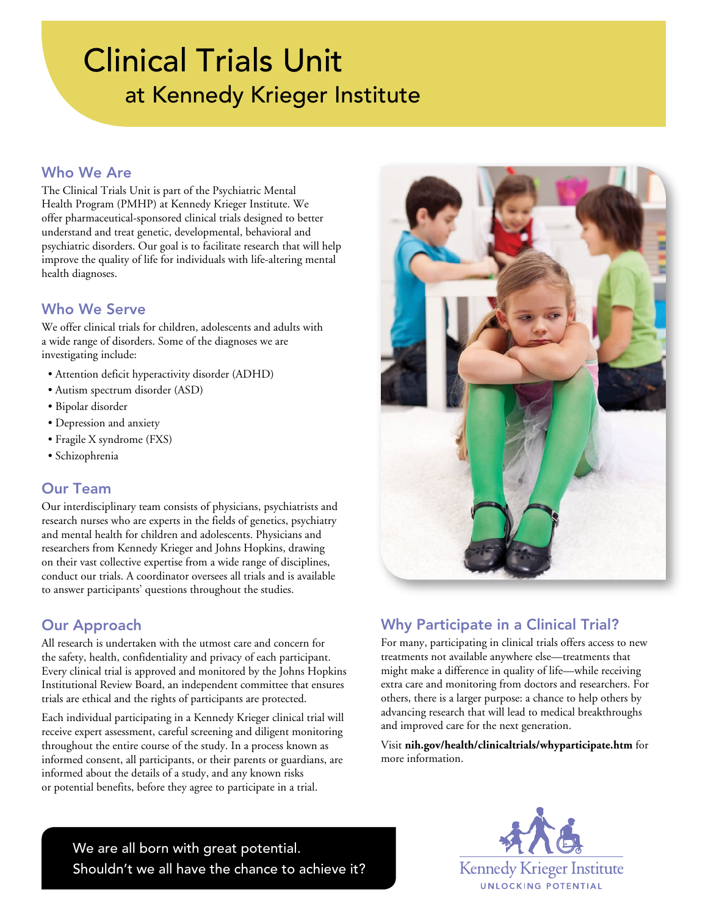# Clinical Trials Unit
## at Kennedy Krieger Institute

### Who We Are

The Clinical Trials Unit is part of the Psychiatric Mental Health Program (PMHP) at Kennedy Krieger Institute. We offer pharmaceutical-sponsored clinical trials designed to better understand and treat genetic, developmental, behavioral and psychiatric disorders. Our goal is to facilitate research that will help improve the quality of life for individuals with life-altering mental health diagnoses.

### Who We Serve

We offer clinical trials for children, adolescents and adults with a wide range of disorders. Some of the diagnoses we are investigating include:

- Attention deficit hyperactivity disorder (ADHD)
- Autism spectrum disorder (ASD)
- Bipolar disorder
- Depression and anxiety
- Fragile X syndrome (FXS)
- Schizophrenia

### Our Team

Our interdisciplinary team consists of physicians, psychiatrists and research nurses who are experts in the fields of genetics, psychiatry and mental health for children and adolescents. Physicians and researchers from Kennedy Krieger and Johns Hopkins, drawing on their vast collective expertise from a wide range of disciplines, conduct our trials. A coordinator oversees all trials and is available to answer participants' questions throughout the studies.

### Our Approach

All research is undertaken with the utmost care and concern for the safety, health, confidentiality and privacy of each participant. Every clinical trial is approved and monitored by the Johns Hopkins Institutional Review Board, an independent committee that ensures trials are ethical and the rights of participants are protected.

Each individual participating in a Kennedy Krieger clinical trial will receive expert assessment, careful screening and diligent monitoring throughout the entire course of the study. In a process known as informed consent, all participants, or their parents or guardians, are informed about the details of a study, and any known risks or potential benefits, before they agree to participate in a trial.

### Why Participate in a Clinical Trial?

For many, participating in clinical trials offers access to new treatments not available anywhere else—treatments that might make a difference in quality of life—while receiving extra care and monitoring from doctors and researchers. For others, there is a larger purpose: a chance to help others by advancing research that will lead to medical breakthroughs and improved care for the next generation.

Visit **nih.gov/health/clinicaltrials/whyparticipate.htm** for more information.

We are all born with great potential.
Shouldn't we all have the chance to achieve it?

Kennedy Krieger Institute
UNLOCKING POTENTIAL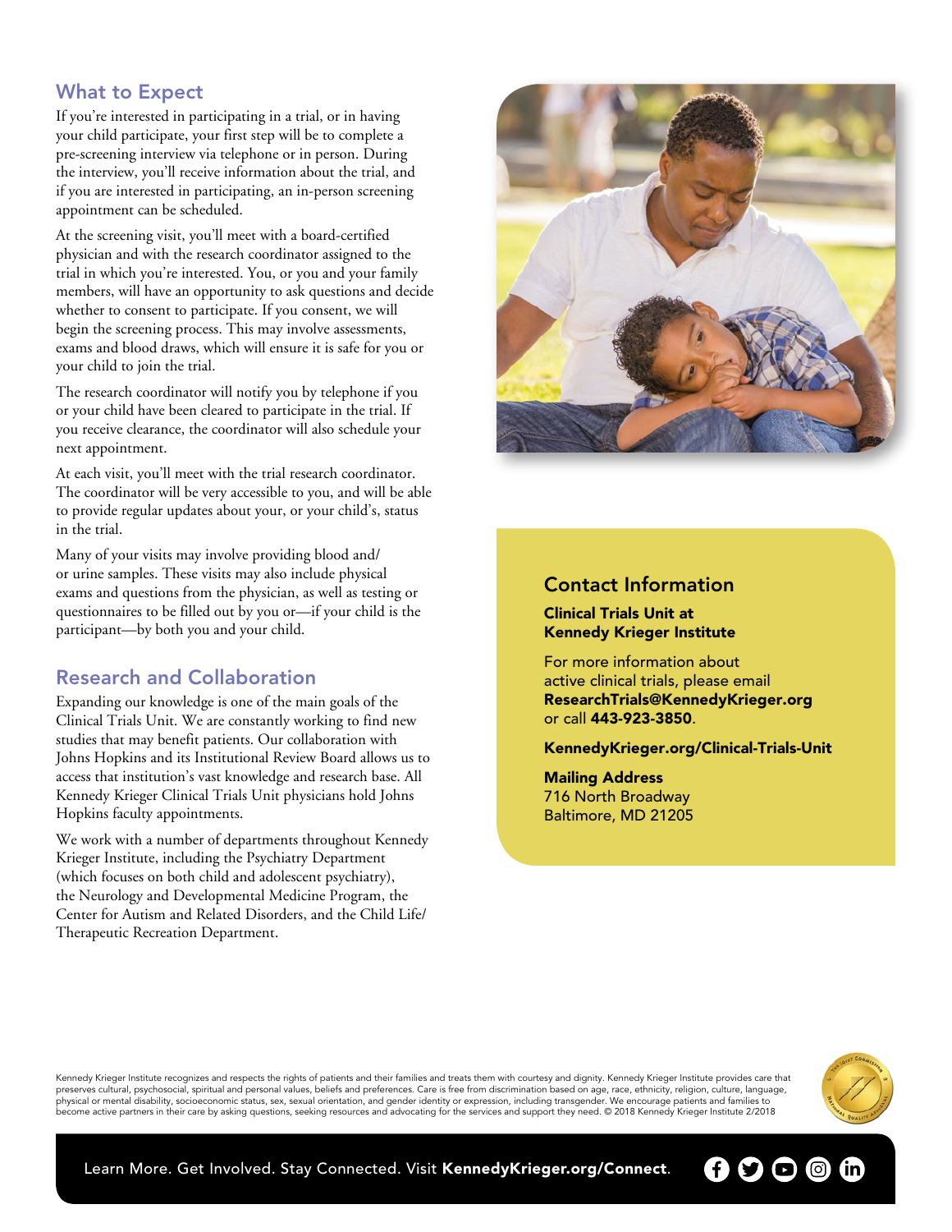## What to Expect

If you're interested in participating in a trial, or in having your child participate, your first step will be to complete a pre-screening interview via telephone or in person. During the interview, you'll receive information about the trial, and if you are interested in participating, an in-person screening appointment can be scheduled.

At the screening visit, you'll meet with a board-certified physician and with the research coordinator assigned to the trial in which you're interested. You, or you and your family members, will have an opportunity to ask questions and decide whether to consent to participate. If you consent, we will begin the screening process. This may involve assessments, exams and blood draws, which will ensure it is safe for you or your child to join the trial.

The research coordinator will notify you by telephone if you or your child have been cleared to participate in the trial. If you receive clearance, the coordinator will also schedule your next appointment.

At each visit, you'll meet with the trial research coordinator. The coordinator will be very accessible to you, and will be able to provide regular updates about your, or your child's, status in the trial.

Many of your visits may involve providing blood and/or urine samples. These visits may also include physical exams and questions from the physician, as well as testing or questionnaires to be filled out by you or—if your child is the participant—by both you and your child.

## Research and Collaboration

Expanding our knowledge is one of the main goals of the Clinical Trials Unit. We are constantly working to find new studies that may benefit patients. Our collaboration with Johns Hopkins and its Institutional Review Board allows us to access that institution's vast knowledge and research base. All Kennedy Krieger Clinical Trials Unit physicians hold Johns Hopkins faculty appointments.

We work with a number of departments throughout Kennedy Krieger Institute, including the Psychiatry Department (which focuses on both child and adolescent psychiatry), the Neurology and Developmental Medicine Program, the Center for Autism and Related Disorders, and the Child Life/Therapeutic Recreation Department.

## Contact Information

**Clinical Trials Unit at Kennedy Krieger Institute**

For more information about active clinical trials, please email **ResearchTrials@KennedyKrieger.org** or call **443-923-3850**.

**KennedyKrieger.org/Clinical-Trials-Unit**

**Mailing Address**
716 North Broadway
Baltimore, MD 21205

Kennedy Krieger Institute recognizes and respects the rights of patients and their families and treats them with courtesy and dignity. Kennedy Krieger Institute provides care that preserves cultural, psychosocial, spiritual and personal values, beliefs and preferences. Care is free from discrimination based on age, race, ethnicity, religion, culture, language, physical or mental disability, socioeconomic status, sex, sexual orientation, and gender identity or expression, including transgender. We encourage patients and families to become active partners in their care by asking questions, seeking resources and advocating for the services and support they need. © 2018 Kennedy Krieger Institute 2/2018

Learn More. Get Involved. Stay Connected. Visit **KennedyKrieger.org/Connect**.